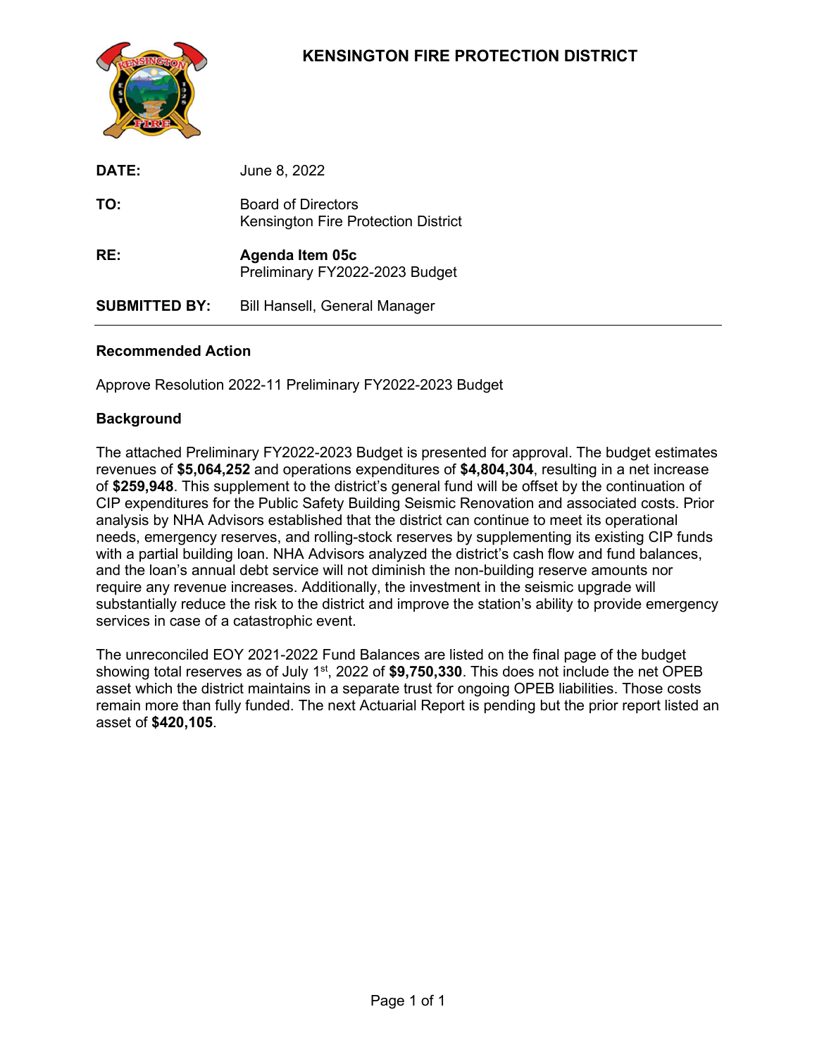# KENSINGTON FIRE PROTECTION DISTRICT

| | |
|---|---|
| **DATE:** | June 8, 2022 |
| **TO:** | Board of Directors<br>Kensington Fire Protection District |
| **RE:** | **Agenda Item 05c**<br>Preliminary FY2022-2023 Budget |
| **SUBMITTED BY:** | Bill Hansell, General Manager |

---

**Recommended Action**

Approve Resolution 2022-11 Preliminary FY2022-2023 Budget

**Background**

The attached Preliminary FY2022-2023 Budget is presented for approval. The budget estimates revenues of **$5,064,252** and operations expenditures of **$4,804,304**, resulting in a net increase of **$259,948**. This supplement to the district's general fund will be offset by the continuation of CIP expenditures for the Public Safety Building Seismic Renovation and associated costs. Prior analysis by NHA Advisors established that the district can continue to meet its operational needs, emergency reserves, and rolling-stock reserves by supplementing its existing CIP funds with a partial building loan. NHA Advisors analyzed the district's cash flow and fund balances, and the loan's annual debt service will not diminish the non-building reserve amounts nor require any revenue increases. Additionally, the investment in the seismic upgrade will substantially reduce the risk to the district and improve the station's ability to provide emergency services in case of a catastrophic event.

The unreconciled EOY 2021-2022 Fund Balances are listed on the final page of the budget showing total reserves as of July 1st, 2022 of **$9,750,330**. This does not include the net OPEB asset which the district maintains in a separate trust for ongoing OPEB liabilities. Those costs remain more than fully funded. The next Actuarial Report is pending but the prior report listed an asset of **$420,105**.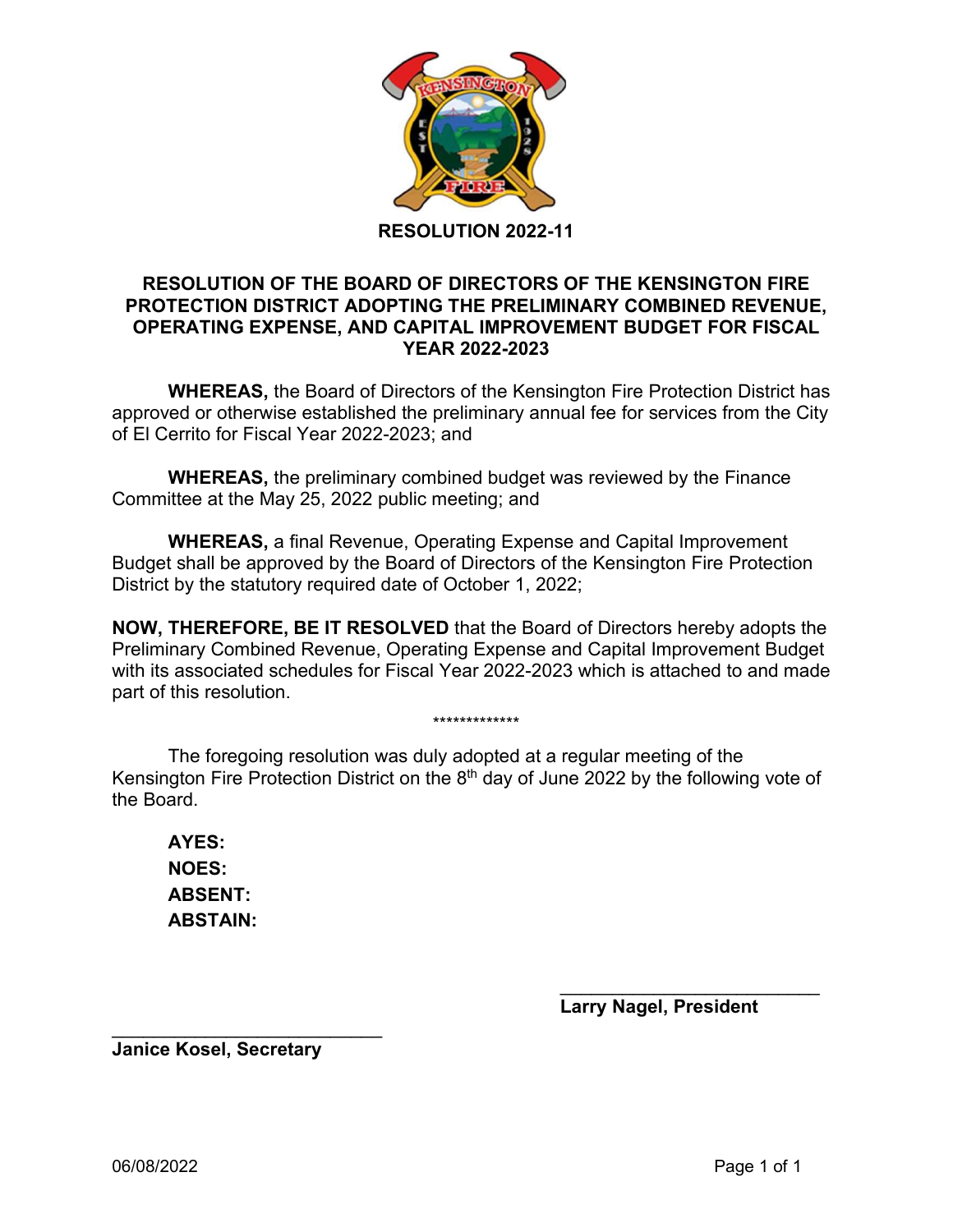# RESOLUTION 2022-11

## RESOLUTION OF THE BOARD OF DIRECTORS OF THE KENSINGTON FIRE PROTECTION DISTRICT ADOPTING THE PRELIMINARY COMBINED REVENUE, OPERATING EXPENSE, AND CAPITAL IMPROVEMENT BUDGET FOR FISCAL YEAR 2022-2023

**WHEREAS,** the Board of Directors of the Kensington Fire Protection District has approved or otherwise established the preliminary annual fee for services from the City of El Cerrito for Fiscal Year 2022-2023; and

**WHEREAS,** the preliminary combined budget was reviewed by the Finance Committee at the May 25, 2022 public meeting; and

**WHEREAS,** a final Revenue, Operating Expense and Capital Improvement Budget shall be approved by the Board of Directors of the Kensington Fire Protection District by the statutory required date of October 1, 2022;

**NOW, THEREFORE, BE IT RESOLVED** that the Board of Directors hereby adopts the Preliminary Combined Revenue, Operating Expense and Capital Improvement Budget with its associated schedules for Fiscal Year 2022-2023 which is attached to and made part of this resolution.

*************

The foregoing resolution was duly adopted at a regular meeting of the Kensington Fire Protection District on the 8th day of June 2022 by the following vote of the Board.

**AYES:**
**NOES:**
**ABSENT:**
**ABSTAIN:**

___________________________
**Larry Nagel, President**

___________________________
**Janice Kosel, Secretary**

06/08/2022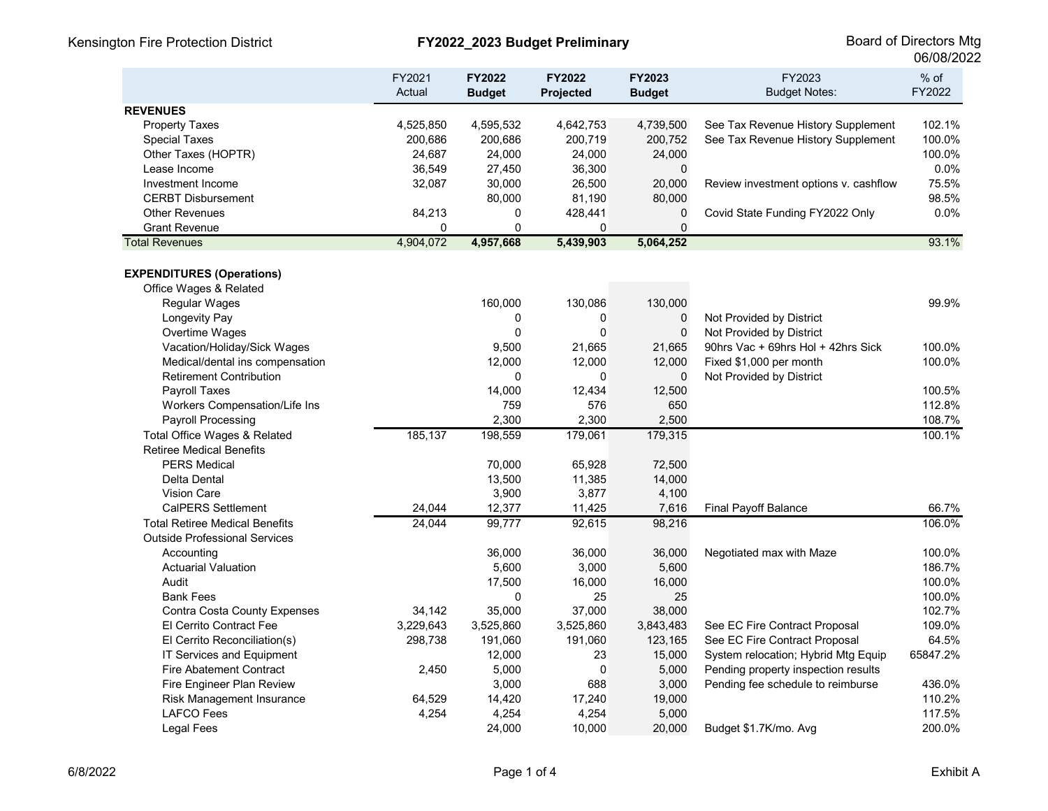Kensington Fire Protection District — **FY2022_2023 Budget Preliminary** — Board of Directors Mtg 06/08/2022

| | FY2021 Actual | **FY2022 Budget** | **FY2022 Projected** | **FY2023 Budget** | FY2023 Budget Notes: | % of FY2022 |
|---|---|---|---|---|---|---|
| **REVENUES** | | | | | | |
| Property Taxes | 4,525,850 | 4,595,532 | 4,642,753 | 4,739,500 | See Tax Revenue History Supplement | 102.1% |
| Special Taxes | 200,686 | 200,686 | 200,719 | 200,752 | See Tax Revenue History Supplement | 100.0% |
| Other Taxes (HOPTR) | 24,687 | 24,000 | 24,000 | 24,000 | | 100.0% |
| Lease Income | 36,549 | 27,450 | 36,300 | 0 | | 0.0% |
| Investment Income | 32,087 | 30,000 | 26,500 | 20,000 | Review investment options v. cashflow | 75.5% |
| CERBT Disbursement | | 80,000 | 81,190 | 80,000 | | 98.5% |
| Other Revenues | 84,213 | 0 | 428,441 | 0 | Covid State Funding FY2022 Only | 0.0% |
| Grant Revenue | 0 | 0 | 0 | 0 | | |
| Total Revenues | 4,904,072 | **4,957,668** | **5,439,903** | **5,064,252** | | 93.1% |
| | | | | | | |
| **EXPENDITURES (Operations)** | | | | | | |
| Office Wages & Related | | | | | | |
| Regular Wages | | 160,000 | 130,086 | 130,000 | | 99.9% |
| Longevity Pay | | 0 | 0 | 0 | Not Provided by District | |
| Overtime Wages | | 0 | 0 | 0 | Not Provided by District | |
| Vacation/Holiday/Sick Wages | | 9,500 | 21,665 | 21,665 | 90hrs Vac + 69hrs Hol + 42hrs Sick | 100.0% |
| Medical/dental ins compensation | | 12,000 | 12,000 | 12,000 | Fixed $1,000 per month | 100.0% |
| Retirement Contribution | | 0 | 0 | 0 | Not Provided by District | |
| Payroll Taxes | | 14,000 | 12,434 | 12,500 | | 100.5% |
| Workers Compensation/Life Ins | | 759 | 576 | 650 | | 112.8% |
| Payroll Processing | | 2,300 | 2,300 | 2,500 | | 108.7% |
| Total Office Wages & Related | 185,137 | 198,559 | 179,061 | 179,315 | | 100.1% |
| Retiree Medical Benefits | | | | | | |
| PERS Medical | | 70,000 | 65,928 | 72,500 | | |
| Delta Dental | | 13,500 | 11,385 | 14,000 | | |
| Vision Care | | 3,900 | 3,877 | 4,100 | | |
| CalPERS Settlement | 24,044 | 12,377 | 11,425 | 7,616 | Final Payoff Balance | 66.7% |
| Total Retiree Medical Benefits | 24,044 | 99,777 | 92,615 | 98,216 | | 106.0% |
| Outside Professional Services | | | | | | |
| Accounting | | 36,000 | 36,000 | 36,000 | Negotiated max with Maze | 100.0% |
| Actuarial Valuation | | 5,600 | 3,000 | 5,600 | | 186.7% |
| Audit | | 17,500 | 16,000 | 16,000 | | 100.0% |
| Bank Fees | | 0 | 25 | 25 | | 100.0% |
| Contra Costa County Expenses | 34,142 | 35,000 | 37,000 | 38,000 | | 102.7% |
| El Cerrito Contract Fee | 3,229,643 | 3,525,860 | 3,525,860 | 3,843,483 | See EC Fire Contract Proposal | 109.0% |
| El Cerrito Reconciliation(s) | 298,738 | 191,060 | 191,060 | 123,165 | See EC Fire Contract Proposal | 64.5% |
| IT Services and Equipment | | 12,000 | 23 | 15,000 | System relocation; Hybrid Mtg Equip | 65847.2% |
| Fire Abatement Contract | 2,450 | 5,000 | 0 | 5,000 | Pending property inspection results | |
| Fire Engineer Plan Review | | 3,000 | 688 | 3,000 | Pending fee schedule to reimburse | 436.0% |
| Risk Management Insurance | 64,529 | 14,420 | 17,240 | 19,000 | | 110.2% |
| LAFCO Fees | 4,254 | 4,254 | 4,254 | 5,000 | | 117.5% |
| Legal Fees | | 24,000 | 10,000 | 20,000 | Budget $1.7K/mo. Avg | 200.0% |

Exhibit A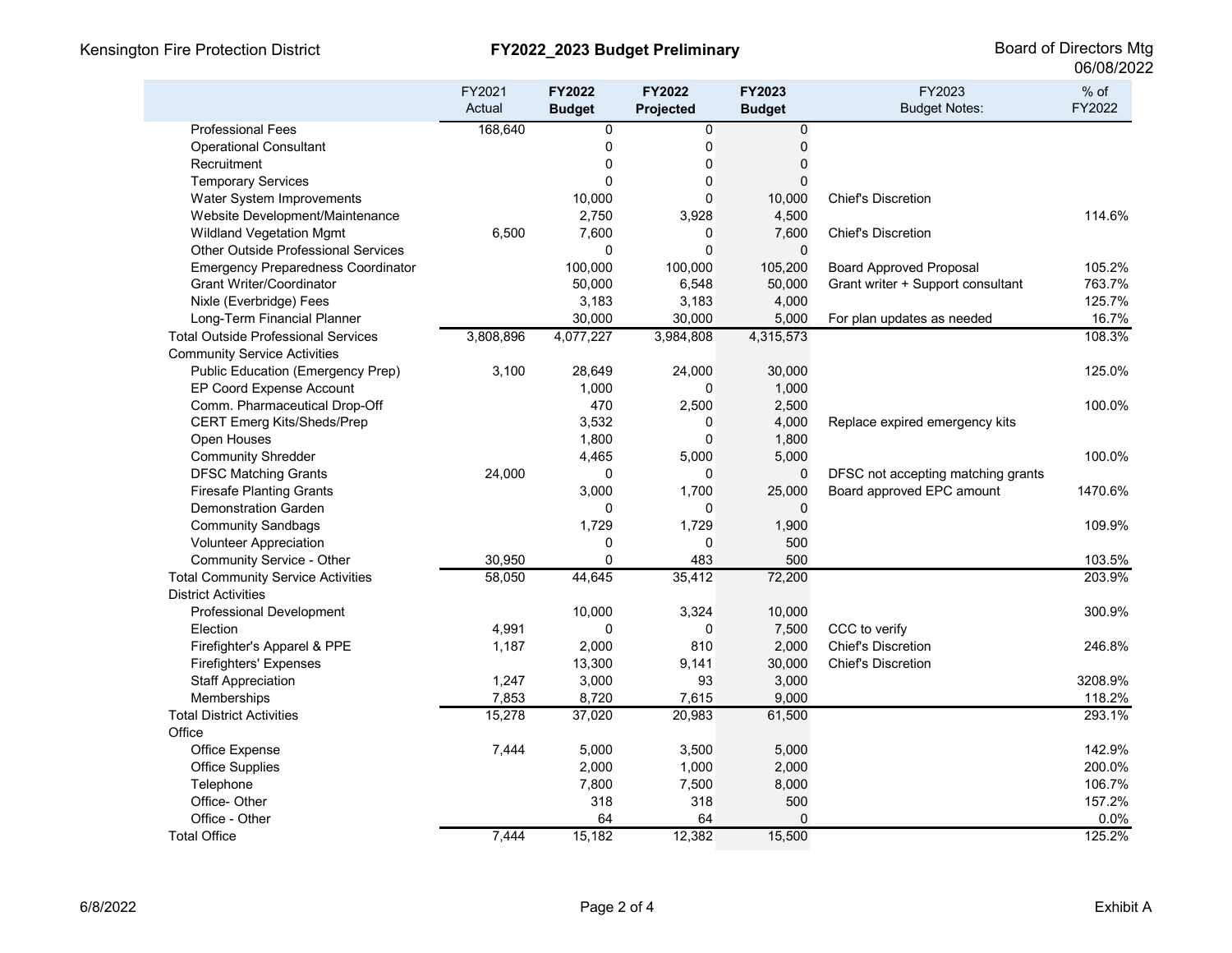| | FY2021 Actual | FY2022 Budget | FY2022 Projected | FY2023 Budget | FY2023 Budget Notes: | % of FY2022 |
|---|---|---|---|---|---|---|
| Professional Fees | 168,640 | 0 | 0 | 0 | | |
| Operational Consultant | | 0 | 0 | 0 | | |
| Recruitment | | 0 | 0 | 0 | | |
| Temporary Services | | 0 | 0 | 0 | | |
| Water System Improvements | | 10,000 | 0 | 10,000 | Chief's Discretion | |
| Website Development/Maintenance | | 2,750 | 3,928 | 4,500 | | 114.6% |
| Wildland Vegetation Mgmt | 6,500 | 7,600 | 0 | 7,600 | Chief's Discretion | |
| Other Outside Professional Services | | 0 | 0 | 0 | | |
| Emergency Preparedness Coordinator | | 100,000 | 100,000 | 105,200 | Board Approved Proposal | 105.2% |
| Grant Writer/Coordinator | | 50,000 | 6,548 | 50,000 | Grant writer + Support consultant | 763.7% |
| Nixle (Everbridge) Fees | | 3,183 | 3,183 | 4,000 | | 125.7% |
| Long-Term Financial Planner | | 30,000 | 30,000 | 5,000 | For plan updates as needed | 16.7% |
| Total Outside Professional Services | 3,808,896 | 4,077,227 | 3,984,808 | 4,315,573 | | 108.3% |
| Community Service Activities | | | | | | |
| Public Education (Emergency Prep) | 3,100 | 28,649 | 24,000 | 30,000 | | 125.0% |
| EP Coord Expense Account | | 1,000 | 0 | 1,000 | | |
| Comm. Pharmaceutical Drop-Off | | 470 | 2,500 | 2,500 | | 100.0% |
| CERT Emerg Kits/Sheds/Prep | | 3,532 | 0 | 4,000 | Replace expired emergency kits | |
| Open Houses | | 1,800 | 0 | 1,800 | | |
| Community Shredder | | 4,465 | 5,000 | 5,000 | | 100.0% |
| DFSC Matching Grants | 24,000 | 0 | 0 | 0 | DFSC not accepting matching grants | |
| Firesafe Planting Grants | | 3,000 | 1,700 | 25,000 | Board approved EPC amount | 1470.6% |
| Demonstration Garden | | 0 | 0 | 0 | | |
| Community Sandbags | | 1,729 | 1,729 | 1,900 | | 109.9% |
| Volunteer Appreciation | | 0 | 0 | 500 | | |
| Community Service - Other | 30,950 | 0 | 483 | 500 | | 103.5% |
| Total Community Service Activities | 58,050 | 44,645 | 35,412 | 72,200 | | 203.9% |
| District Activities | | | | | | |
| Professional Development | | 10,000 | 3,324 | 10,000 | | 300.9% |
| Election | 4,991 | 0 | 0 | 7,500 | CCC to verify | |
| Firefighter's Apparel & PPE | 1,187 | 2,000 | 810 | 2,000 | Chief's Discretion | 246.8% |
| Firefighters' Expenses | | 13,300 | 9,141 | 30,000 | Chief's Discretion | |
| Staff Appreciation | 1,247 | 3,000 | 93 | 3,000 | | 3208.9% |
| Memberships | 7,853 | 8,720 | 7,615 | 9,000 | | 118.2% |
| Total District Activities | 15,278 | 37,020 | 20,983 | 61,500 | | 293.1% |
| Office | | | | | | |
| Office Expense | 7,444 | 5,000 | 3,500 | 5,000 | | 142.9% |
| Office Supplies | | 2,000 | 1,000 | 2,000 | | 200.0% |
| Telephone | | 7,800 | 7,500 | 8,000 | | 106.7% |
| Office- Other | | 318 | 318 | 500 | | 157.2% |
| Office - Other | | 64 | 64 | 0 | | 0.0% |
| Total Office | 7,444 | 15,182 | 12,382 | 15,500 | | 125.2% |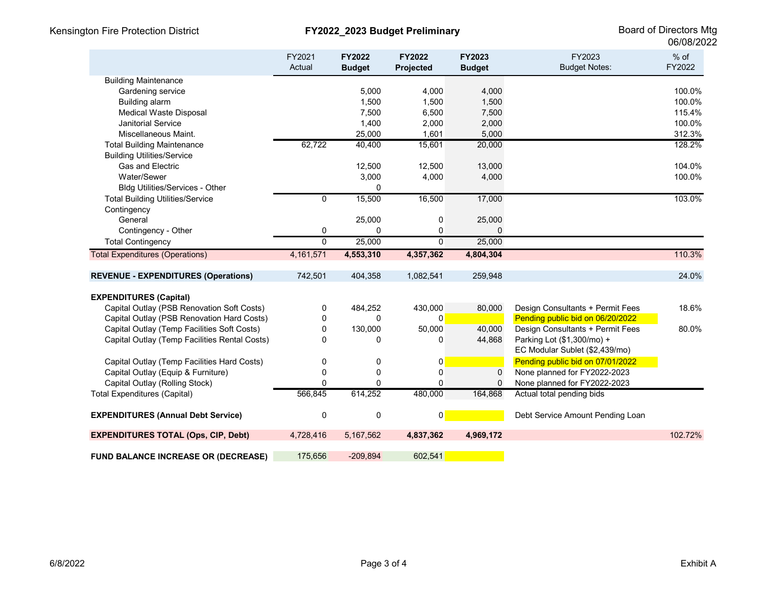Kensington Fire Protection District

**FY2022_2023 Budget Preliminary**

Board of Directors Mtg 06/08/2022

| | FY2021 Actual | **FY2022 Budget** | **FY2022 Projected** | **FY2023 Budget** | FY2023 Budget Notes: | % of FY2022 |
|---|---|---|---|---|---|---|
| Building Maintenance | | | | | | |
| Gardening service | | 5,000 | 4,000 | 4,000 | | 100.0% |
| Building alarm | | 1,500 | 1,500 | 1,500 | | 100.0% |
| Medical Waste Disposal | | 7,500 | 6,500 | 7,500 | | 115.4% |
| Janitorial Service | | 1,400 | 2,000 | 2,000 | | 100.0% |
| Miscellaneous Maint. | | 25,000 | 1,601 | 5,000 | | 312.3% |
| Total Building Maintenance | 62,722 | 40,400 | 15,601 | 20,000 | | 128.2% |
| Building Utilities/Service | | | | | | |
| Gas and Electric | | 12,500 | 12,500 | 13,000 | | 104.0% |
| Water/Sewer | | 3,000 | 4,000 | 4,000 | | 100.0% |
| Bldg Utilities/Services - Other | | 0 | | | | |
| Total Building Utilities/Service | 0 | 15,500 | 16,500 | 17,000 | | 103.0% |
| Contingency | | | | | | |
| General | | 25,000 | 0 | 25,000 | | |
| Contingency - Other | 0 | 0 | 0 | 0 | | |
| Total Contingency | 0 | 25,000 | 0 | 25,000 | | |
| Total Expenditures (Operations) | 4,161,571 | **4,553,310** | **4,357,362** | **4,804,304** | | 110.3% |
| **REVENUE - EXPENDITURES (Operations)** | 742,501 | 404,358 | 1,082,541 | 259,948 | | 24.0% |
| **EXPENDITURES (Capital)** | | | | | | |
| Capital Outlay (PSB Renovation Soft Costs) | 0 | 484,252 | 430,000 | 80,000 | Design Consultants + Permit Fees | 18.6% |
| Capital Outlay (PSB Renovation Hard Costs) | 0 | 0 | 0 | | Pending public bid on 06/20/2022 | |
| Capital Outlay (Temp Facilities Soft Costs) | 0 | 130,000 | 50,000 | 40,000 | Design Consultants + Permit Fees | 80.0% |
| Capital Outlay (Temp Facilities Rental Costs) | 0 | 0 | 0 | 44,868 | Parking Lot ($1,300/mo) + EC Modular Sublet ($2,439/mo) | |
| Capital Outlay (Temp Facilities Hard Costs) | 0 | 0 | 0 | | Pending public bid on 07/01/2022 | |
| Capital Outlay (Equip & Furniture) | 0 | 0 | 0 | 0 | None planned for FY2022-2023 | |
| Capital Outlay (Rolling Stock) | 0 | 0 | 0 | 0 | None planned for FY2022-2023 | |
| Total Expenditures (Capital) | 566,845 | 614,252 | 480,000 | 164,868 | Actual total pending bids | |
| **EXPENDITURES (Annual Debt Service)** | 0 | 0 | 0 | | Debt Service Amount Pending Loan | |
| **EXPENDITURES TOTAL (Ops, CIP, Debt)** | 4,728,416 | 5,167,562 | **4,837,362** | **4,969,172** | | 102.72% |
| **FUND BALANCE INCREASE OR (DECREASE)** | 175,656 | -209,894 | 602,541 | | | |

6/8/2022 Exhibit A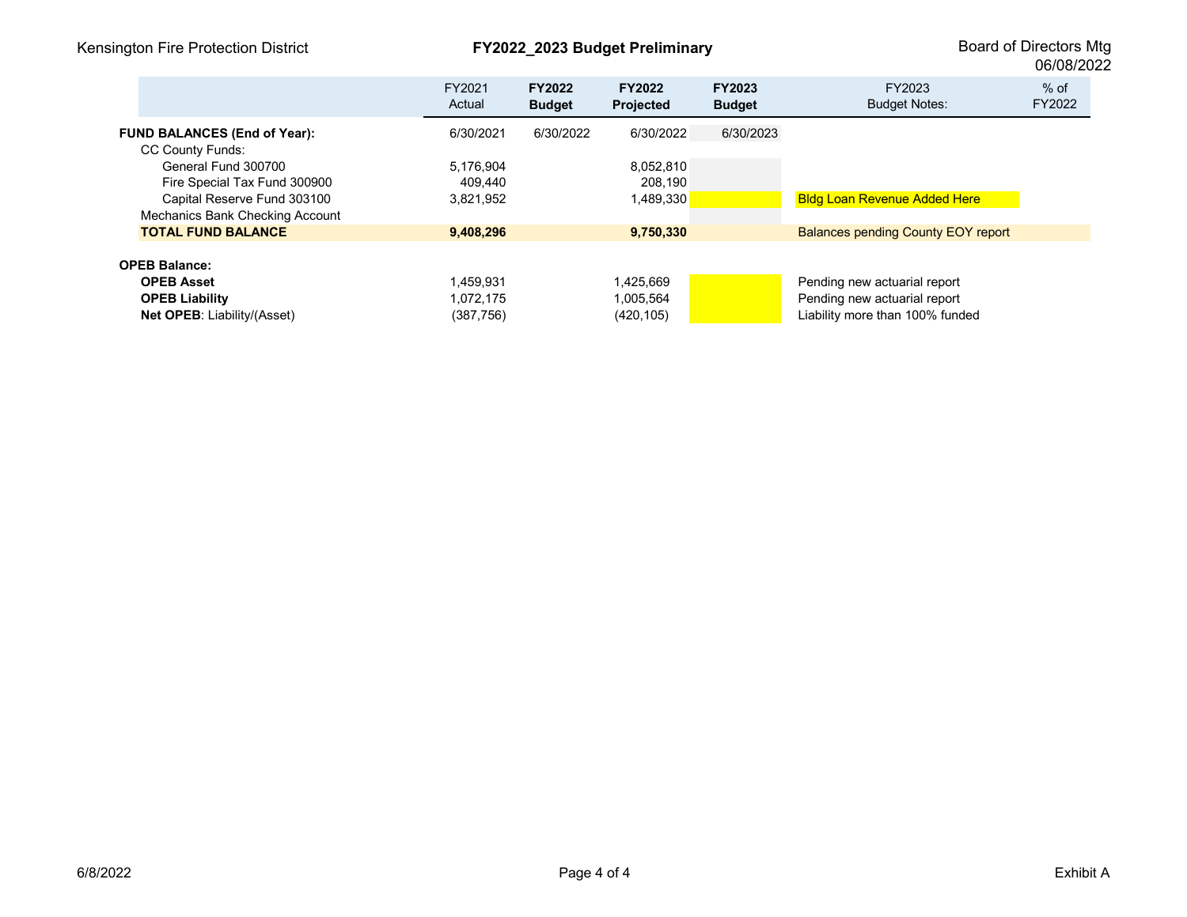| | FY2021 Actual | **FY2022 Budget** | **FY2022 Projected** | **FY2023 Budget** | FY2023 Budget Notes: | % of FY2022 |
|---|---|---|---|---|---|---|
| **FUND BALANCES (End of Year):** | 6/30/2021 | 6/30/2022 | 6/30/2022 | 6/30/2023 | | |
| CC County Funds: | | | | | | |
| General Fund 300700 | 5,176,904 | | 8,052,810 | | | |
| Fire Special Tax Fund 300900 | 409,440 | | 208,190 | | | |
| Capital Reserve Fund 303100 | 3,821,952 | | 1,489,330 | | Bldg Loan Revenue Added Here | |
| Mechanics Bank Checking Account | | | | | | |
| **TOTAL FUND BALANCE** | **9,408,296** | | **9,750,330** | | Balances pending County EOY report | |
| | | | | | | |
| **OPEB Balance:** | | | | | | |
| **OPEB Asset** | 1,459,931 | | 1,425,669 | | Pending new actuarial report | |
| **OPEB Liability** | 1,072,175 | | 1,005,564 | | Pending new actuarial report | |
| **Net OPEB**: Liability/(Asset) | (387,756) | | (420,105) | | Liability more than 100% funded | |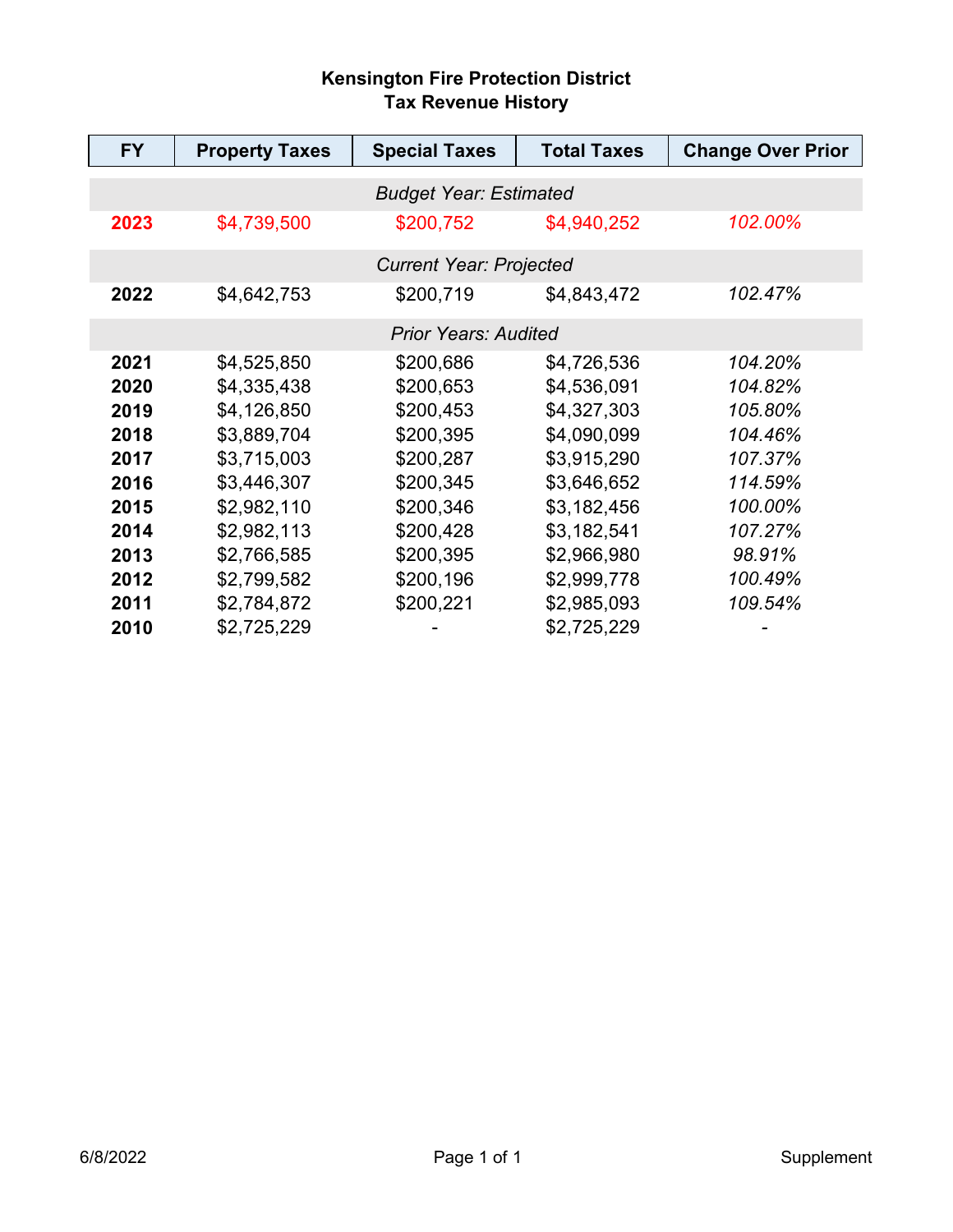# Kensington Fire Protection District
## Tax Revenue History

| FY | Property Taxes | Special Taxes | Total Taxes | Change Over Prior |
|---|---|---|---|---|
| *Budget Year: Estimated* | | | | |
| 2023 | $4,739,500 | $200,752 | $4,940,252 | *102.00%* |
| *Current Year: Projected* | | | | |
| 2022 | $4,642,753 | $200,719 | $4,843,472 | *102.47%* |
| *Prior Years: Audited* | | | | |
| 2021 | $4,525,850 | $200,686 | $4,726,536 | *104.20%* |
| 2020 | $4,335,438 | $200,653 | $4,536,091 | *104.82%* |
| 2019 | $4,126,850 | $200,453 | $4,327,303 | *105.80%* |
| 2018 | $3,889,704 | $200,395 | $4,090,099 | *104.46%* |
| 2017 | $3,715,003 | $200,287 | $3,915,290 | *107.37%* |
| 2016 | $3,446,307 | $200,345 | $3,646,652 | *114.59%* |
| 2015 | $2,982,110 | $200,346 | $3,182,456 | *100.00%* |
| 2014 | $2,982,113 | $200,428 | $3,182,541 | *107.27%* |
| 2013 | $2,766,585 | $200,395 | $2,966,980 | *98.91%* |
| 2012 | $2,799,582 | $200,196 | $2,999,778 | *100.49%* |
| 2011 | $2,784,872 | $200,221 | $2,985,093 | *109.54%* |
| 2010 | $2,725,229 | - | $2,725,229 | - |

6/8/2022

Supplement